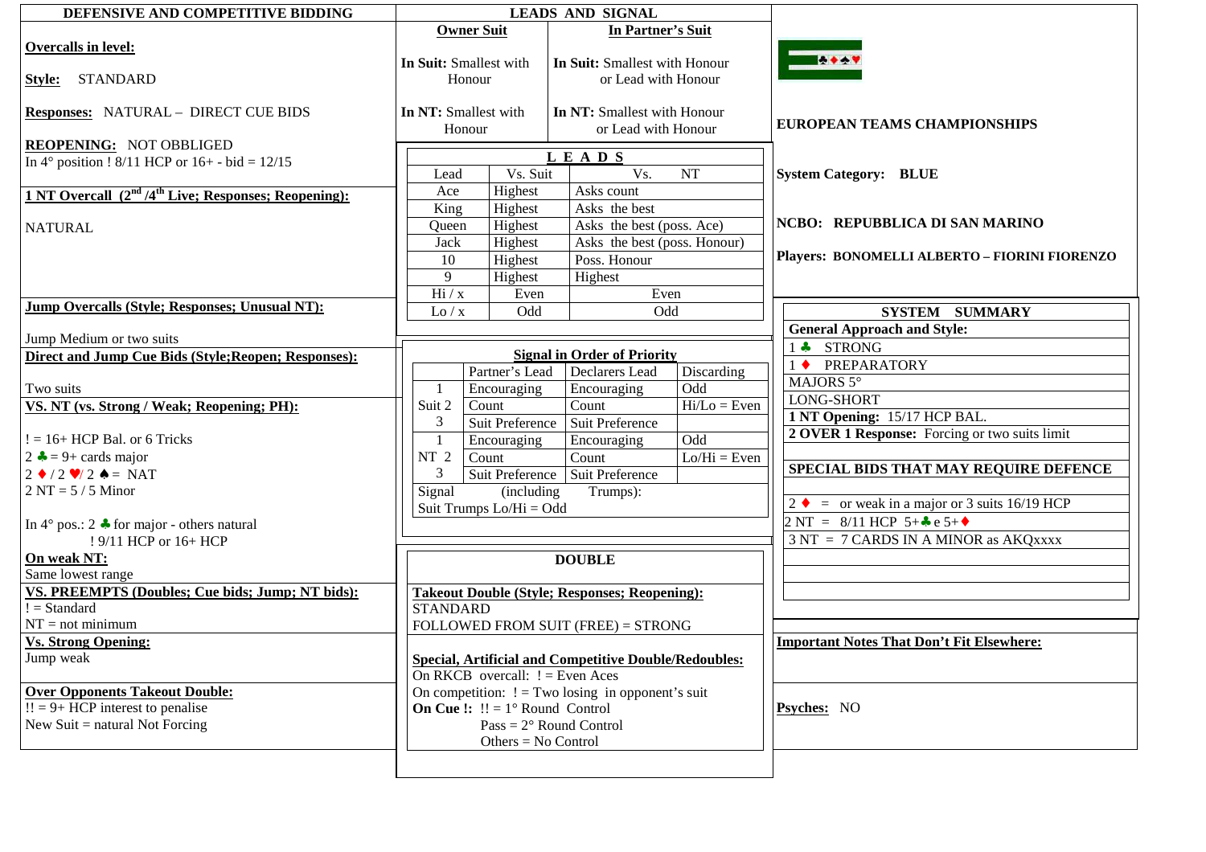## DEFENSIVE AND COMPETITIVE BIDDING

**Overcalls in level:**

**Style:** STANDARD

**Responses:** NATURAL – DIRECT CUE BIDS

**REOPENING:** NOT OBBLIGED
In 4° position ! 8/11 HCP or 16+ - bid = 12/15

**1 NT Overcall (2nd /4th Live; Responses; Reopening):**

NATURAL

**Jump Overcalls (Style; Responses; Unusual NT):**

Jump Medium or two suits

**Direct and Jump Cue Bids (Style;Reopen; Responses):**

Two suits

**VS. NT (vs. Strong / Weak; Reopening; PH):**

! = 16+ HCP Bal. or 6 Tricks
2 ♣ = 9+ cards major
2 ♦ / 2 ♥/ 2 ♠ = NAT
2 NT = 5 / 5 Minor

In 4° pos.: 2 ♣ for major - others natural
! 9/11 HCP or 16+ HCP

**On weak NT:**
Same lowest range

**VS. PREEMPTS (Doubles; Cue bids; Jump; NT bids):**
! = Standard
NT = not minimum

**Vs. Strong Opening:**
Jump weak

**Over Opponents Takeout Double:**
!! = 9+ HCP interest to penalise
New Suit = natural Not Forcing

## LEADS AND SIGNAL

| Owner Suit | In Partner's Suit |
|---|---|
| **In Suit:** Smallest with Honour | **In Suit:** Smallest with Honour or Lead with Honour |
| **In NT:** Smallest with Honour | **In NT:** Smallest with Honour or Lead with Honour |

**LEADS**

| Lead | Vs. Suit | Vs. NT |
|---|---|---|
| Ace | Highest | Asks count |
| King | Highest | Asks the best |
| Queen | Highest | Asks the best (poss. Ace) |
| Jack | Highest | Asks the best (poss. Honour) |
| 10 | Highest | Poss. Honour |
| 9 | Highest | Highest |
| Hi / x | Even | Even |
| Lo / x | Odd | Odd |

**Signal in Order of Priority**

| | | Partner's Lead | Declarers Lead | Discarding |
|---|---|---|---|---|
| Suit | 1 | Encouraging | Encouraging | Odd |
| | 2 | Count | Count | Hi/Lo = Even |
| | 3 | Suit Preference | Suit Preference | |
| NT | 1 | Encouraging | Encouraging | Odd |
| | 2 | Count | Count | Lo/Hi = Even |
| | 3 | Suit Preference | Suit Preference | |

Signal (including Trumps):
Suit Trumps Lo/Hi = Odd

**DOUBLE**

**Takeout Double (Style; Responses; Reopening):**
STANDARD
FOLLOWED FROM SUIT (FREE) = STRONG

**Special, Artificial and Competitive Double/Redoubles:**
On RKCB overcall: ! = Even Aces
On competition: ! = Two losing in opponent's suit
**On Cue !:** !! = 1° Round Control
Pass = 2° Round Control
Others = No Control

## EUROPEAN TEAMS CHAMPIONSHIPS

**System Category: BLUE**

**NCBO: REPUBBLICA DI SAN MARINO**

**Players: BONOMELLI ALBERTO – FIORINI FIORENZO**

**SYSTEM SUMMARY**

**General Approach and Style:**
1 ♣ STRONG
1 ♦ PREPARATORY
MAJORS 5°
LONG-SHORT
**1 NT Opening:** 15/17 HCP BAL.
**2 OVER 1 Response:** Forcing or two suits limit

**SPECIAL BIDS THAT MAY REQUIRE DEFENCE**

2 ♦ = or weak in a major or 3 suits 16/19 HCP
2 NT = 8/11 HCP 5+♣ e 5+♦
3 NT = 7 CARDS IN A MINOR as AKQxxxx

**Important Notes That Don't Fit Elsewhere:**

**Psyches:** NO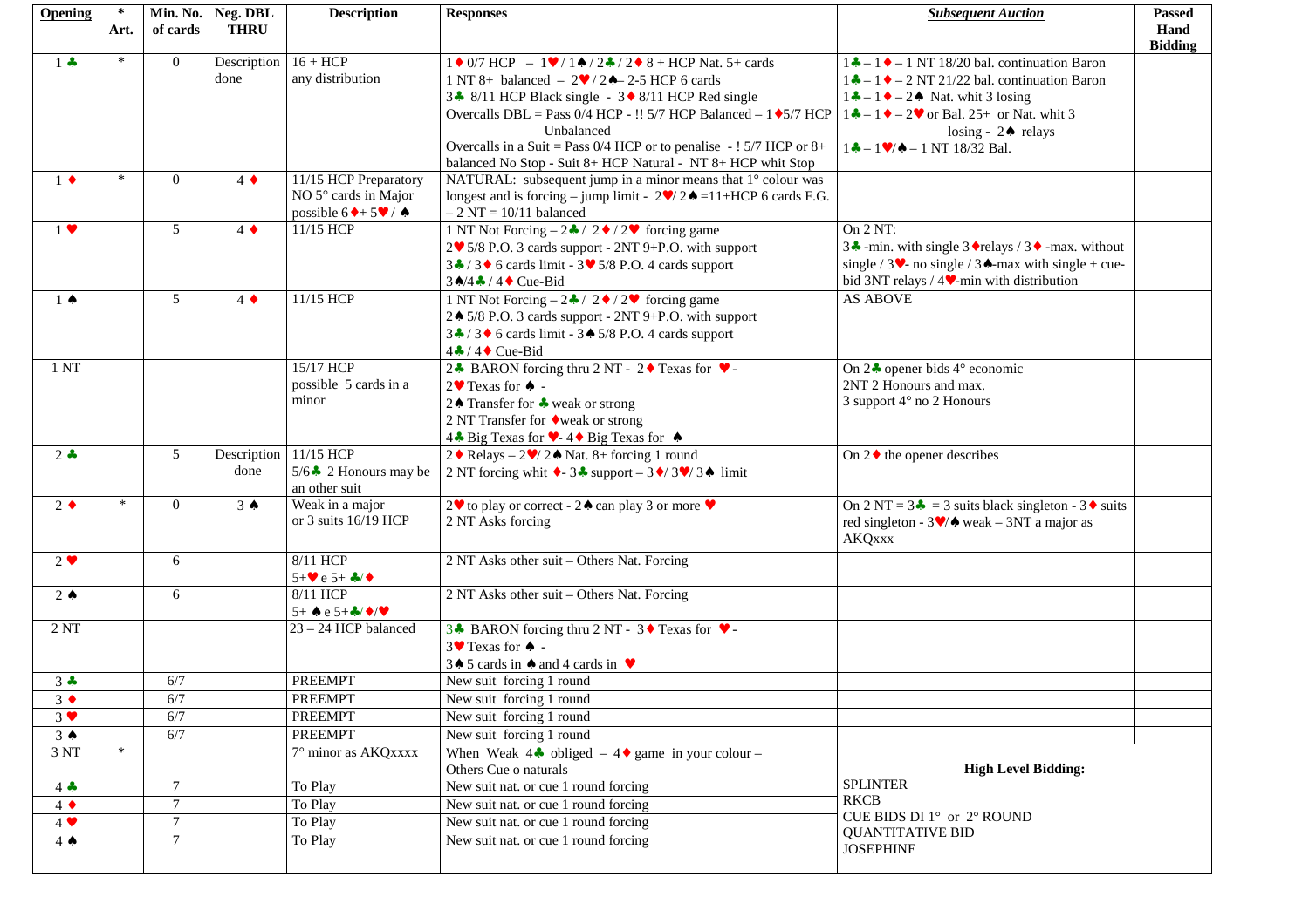| Opening | * Art. | Min. No. of cards | Neg. DBL THRU | Description | Responses | *Subsequent Auction* | Passed Hand Bidding |
|---|---|---|---|---|---|---|---|
| 1 ♣ | * | 0 | Description done | 16 + HCP any distribution | 1♦ 0/7 HCP – 1♥ / 1♠ / 2♣ / 2♦ 8 + HCP Nat. 5+ cards<br>1 NT 8+ balanced – 2♥ / 2♠– 2-5 HCP 6 cards<br>3♣ 8/11 HCP Black single - 3♦ 8/11 HCP Red single<br>Overcalls DBL = Pass 0/4 HCP - !! 5/7 HCP Balanced – 1♦5/7 HCP Unbalanced<br>Overcalls in a Suit = Pass 0/4 HCP or to penalise - ! 5/7 HCP or 8+ balanced No Stop - Suit 8+ HCP Natural - NT 8+ HCP whit Stop | 1♣ – 1♦ – 1 NT 18/20 bal. continuation Baron<br>1♣ – 1♦ – 2 NT 21/22 bal. continuation Baron<br>1♣ – 1♦ – 2♠ Nat. whit 3 losing<br>1♣ – 1♦ – 2♥ or Bal. 25+ or Nat. whit 3 losing - 2♠ relays<br>1♣ – 1♥/♠ – 1 NT 18/32 Bal. | |
| 1 ♦ | * | 0 | 4 ♦ | 11/15 HCP Preparatory NO 5° cards in Major possible 6♦+ 5♥ / ♠ | NATURAL: subsequent jump in a minor means that 1° colour was longest and is forcing – jump limit - 2♥/ 2♠ =11+HCP 6 cards F.G. – 2 NT = 10/11 balanced | | |
| 1 ♥ | | 5 | 4 ♦ | 11/15 HCP | 1 NT Not Forcing – 2♣ / 2♦ / 2♥ forcing game<br>2♥ 5/8 P.O. 3 cards support - 2NT 9+P.O. with support<br>3♣ / 3♦ 6 cards limit - 3♥ 5/8 P.O. 4 cards support<br>3♠/4♣ / 4♦ Cue-Bid | On 2 NT:<br>3♣ -min. with single 3♦relays / 3♦ -max. without single / 3♥- no single / 3♠-max with single + cue-bid 3NT relays / 4♥-min with distribution | |
| 1 ♠ | | 5 | 4 ♦ | 11/15 HCP | 1 NT Not Forcing – 2♣ / 2♦ / 2♥ forcing game<br>2♠ 5/8 P.O. 3 cards support - 2NT 9+P.O. with support<br>3♣ / 3♦ 6 cards limit - 3♠ 5/8 P.O. 4 cards support<br>4♣ / 4♦ Cue-Bid | AS ABOVE | |
| 1 NT | | | | 15/17 HCP possible 5 cards in a minor | 2♣ BARON forcing thru 2 NT - 2♦ Texas for ♥ -<br>2♥ Texas for ♠ -<br>2♠ Transfer for ♣ weak or strong<br>2 NT Transfer for ♦weak or strong<br>4♣ Big Texas for ♥- 4♦ Big Texas for ♠ | On 2♣ opener bids 4° economic<br>2NT 2 Honours and max.<br>3 support 4° no 2 Honours | |
| 2 ♣ | | 5 | Description done | 11/15 HCP 5/6♣ 2 Honours may be an other suit | 2♦ Relays – 2♥/ 2♠ Nat. 8+ forcing 1 round<br>2 NT forcing whit ♦- 3♣ support – 3♦/ 3♥/ 3♠ limit | On 2♦ the opener describes | |
| 2 ♦ | * | 0 | 3 ♠ | Weak in a major or 3 suits 16/19 HCP | 2♥ to play or correct - 2♠ can play 3 or more ♥<br>2 NT Asks forcing | On 2 NT = 3♣ = 3 suits black singleton - 3♦ suits red singleton - 3♥/♠ weak – 3NT a major as AKQxxx | |
| 2 ♥ | | 6 | | 8/11 HCP 5+♥ e 5+ ♣/♦ | 2 NT Asks other suit – Others Nat. Forcing | | |
| 2 ♠ | | 6 | | 8/11 HCP 5+ ♠ e 5+♣/♦/♥ | 2 NT Asks other suit – Others Nat. Forcing | | |
| 2 NT | | | | 23 – 24 HCP balanced | 3♣ BARON forcing thru 2 NT - 3♦ Texas for ♥ -<br>3♥ Texas for ♠ -<br>3♠ 5 cards in ♠ and 4 cards in ♥ | | |
| 3 ♣ | | 6/7 | | PREEMPT | New suit forcing 1 round | | |
| 3 ♦ | | 6/7 | | PREEMPT | New suit forcing 1 round | | |
| 3 ♥ | | 6/7 | | PREEMPT | New suit forcing 1 round | | |
| 3 ♠ | | 6/7 | | PREEMPT | New suit forcing 1 round | | |
| 3 NT | * | | | 7° minor as AKQxxxx | When Weak 4♣ obliged – 4♦ game in your colour – Others Cue o naturals | **High Level Bidding:**<br>SPLINTER<br>RKCB<br>CUE BIDS DI 1° or 2° ROUND<br>QUANTITATIVE BID<br>JOSEPHINE | |
| 4 ♣ | | 7 | | To Play | New suit nat. or cue 1 round forcing | | |
| 4 ♦ | | 7 | | To Play | New suit nat. or cue 1 round forcing | | |
| 4 ♥ | | 7 | | To Play | New suit nat. or cue 1 round forcing | | |
| 4 ♠ | | 7 | | To Play | New suit nat. or cue 1 round forcing | | |